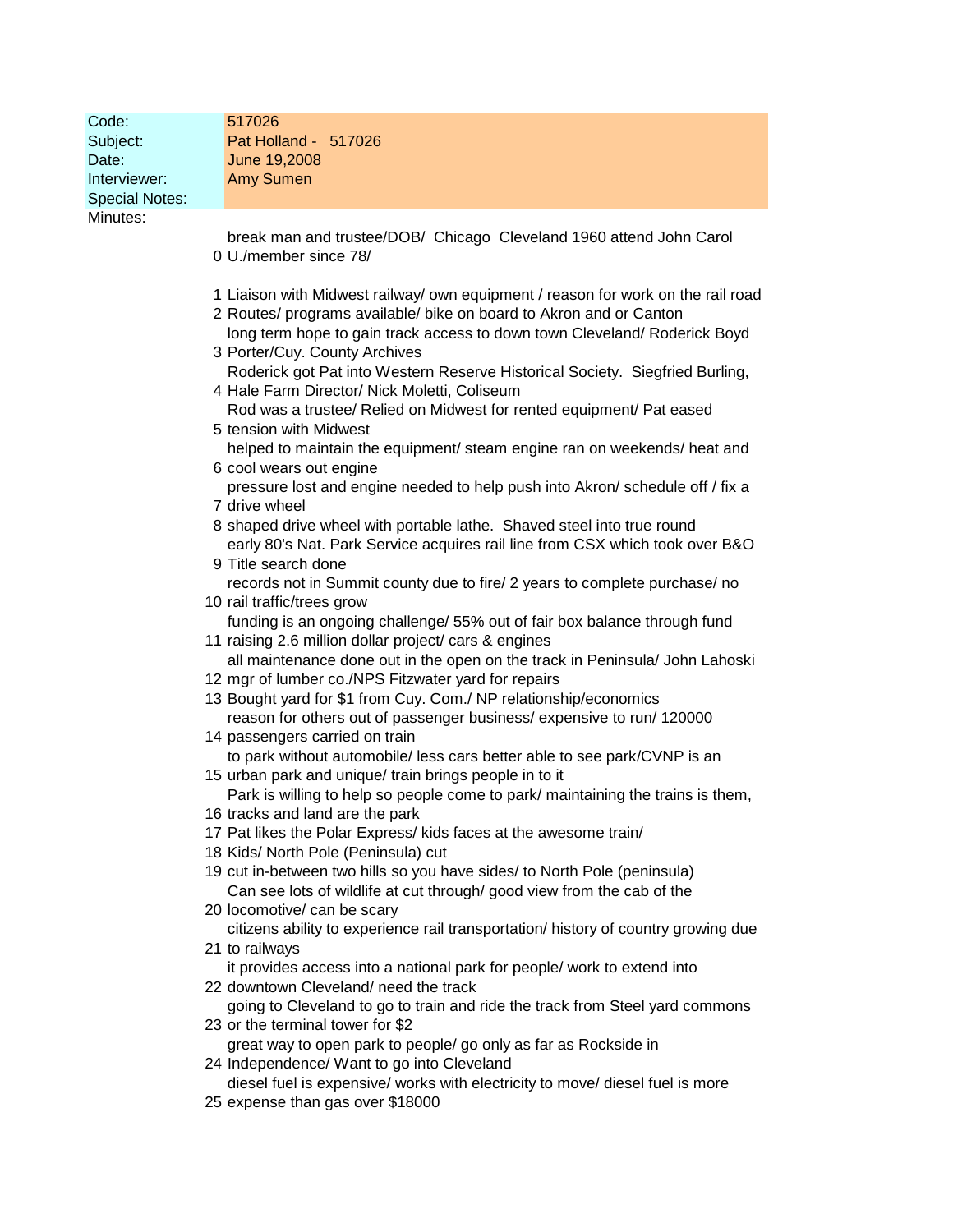| | |
|---|---|
| Code: | 517026 |
| Subject: | Pat Holland - 517026 |
| Date: | June 19,2008 |
| Interviewer: | Amy Sumen |
| Special Notes: | |

Minutes:

| Minute | Notes |
|---|---|
| 0 | break man and trustee/DOB/ Chicago Cleveland 1960 attend John Carol U./member since 78/ |
| 1 | Liaison with Midwest railway/ own equipment / reason for work on the rail road |
| 2 | Routes/ programs available/ bike on board to Akron and or Canton |
| 3 | long term hope to gain track access to down town Cleveland/ Roderick Boyd Porter/Cuy. County Archives |
| 4 | Roderick got Pat into Western Reserve Historical Society. Siegfried Burling, Hale Farm Director/ Nick Moletti, Coliseum |
| 5 | Rod was a trustee/ Relied on Midwest for rented equipment/ Pat eased tension with Midwest |
| 6 | helped to maintain the equipment/ steam engine ran on weekends/ heat and cool wears out engine |
| 7 | pressure lost and engine needed to help push into Akron/ schedule off / fix a drive wheel |
| 8 | shaped drive wheel with portable lathe. Shaved steel into true round |
| 9 | early 80's Nat. Park Service acquires rail line from CSX which took over B&O Title search done |
| 10 | records not in Summit county due to fire/ 2 years to complete purchase/ no rail traffic/trees grow |
| 11 | funding is an ongoing challenge/ 55% out of fair box balance through fund raising 2.6 million dollar project/ cars & engines |
| 12 | all maintenance done out in the open on the track in Peninsula/ John Lahoski mgr of lumber co./NPS Fitzwater yard for repairs |
| 13 | Bought yard for $1 from Cuy. Com./ NP relationship/economics |
| 14 | reason for others out of passenger business/ expensive to run/ 120000 passengers carried on train |
| 15 | to park without automobile/ less cars better able to see park/CVNP is an urban park and unique/ train brings people in to it |
| 16 | Park is willing to help so people come to park/ maintaining the trains is them, tracks and land are the park |
| 17 | Pat likes the Polar Express/ kids faces at the awesome train/ |
| 18 | Kids/ North Pole (Peninsula) cut |
| 19 | cut in-between two hills so you have sides/ to North Pole (peninsula) |
| 20 | Can see lots of wildlife at cut through/ good view from the cab of the locomotive/ can be scary |
| 21 | citizens ability to experience rail transportation/ history of country growing due to railways |
| 22 | it provides access into a national park for people/ work to extend into downtown Cleveland/ need the track |
| 23 | going to Cleveland to go to train and ride the track from Steel yard commons or the terminal tower for $2 |
| 24 | great way to open park to people/ go only as far as Rockside in Independence/ Want to go into Cleveland |
| 25 | diesel fuel is expensive/ works with electricity to move/ diesel fuel is more expense than gas over $18000 |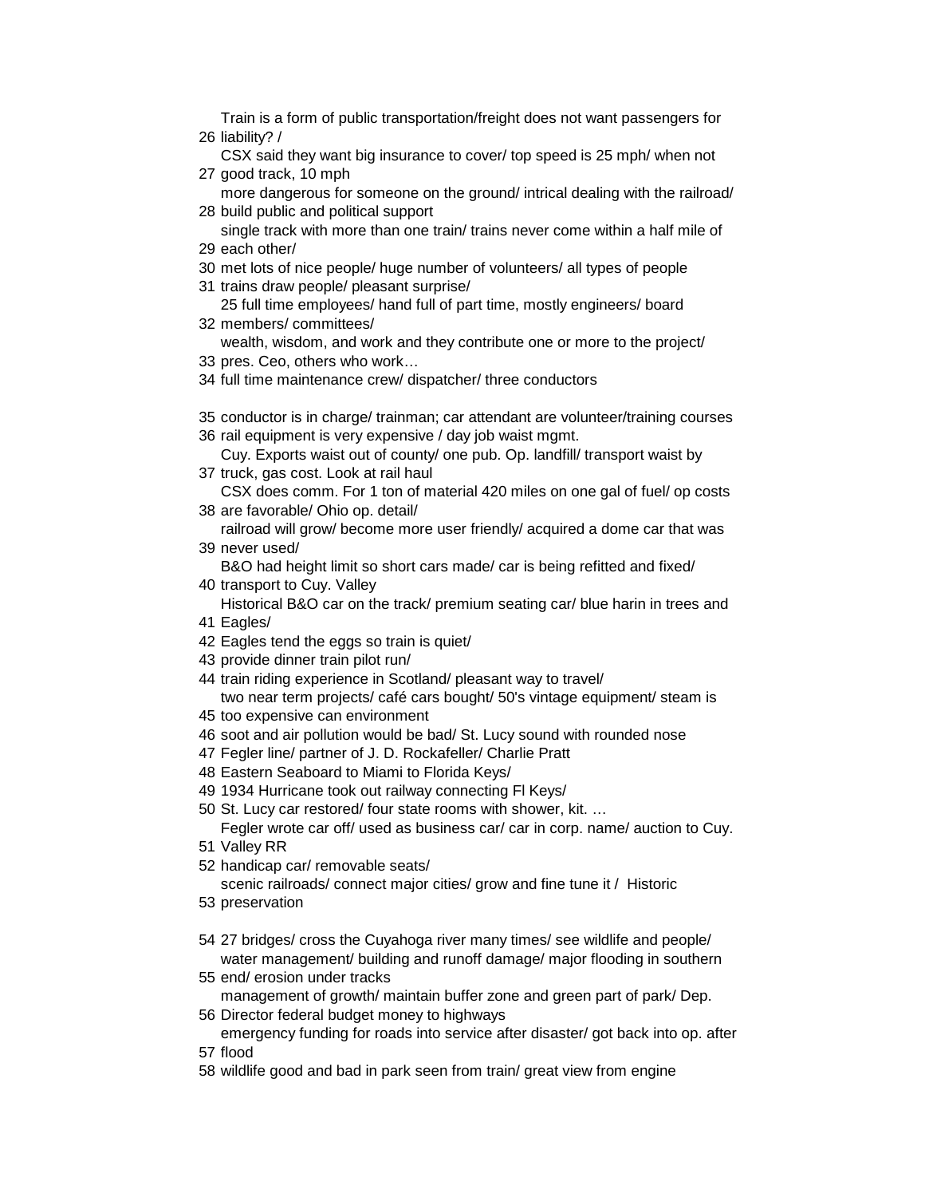26 Train is a form of public transportation/freight does not want passengers for liability? /

27 CSX said they want big insurance to cover/ top speed is 25 mph/ when not good track, 10 mph

28 more dangerous for someone on the ground/ intrical dealing with the railroad/ build public and political support

29 single track with more than one train/ trains never come within a half mile of each other/

30 met lots of nice people/ huge number of volunteers/ all types of people

31 trains draw people/ pleasant surprise/

32 25 full time employees/ hand full of part time, mostly engineers/ board members/ committees/

33 wealth, wisdom, and work and they contribute one or more to the project/ pres. Ceo, others who work…

34 full time maintenance crew/ dispatcher/ three conductors

35 conductor is in charge/ trainman; car attendant are volunteer/training courses

36 rail equipment is very expensive / day job waist mgmt.

37 Cuy. Exports waist out of county/ one pub. Op. landfill/ transport waist by truck, gas cost. Look at rail haul

38 CSX does comm. For 1 ton of material 420 miles on one gal of fuel/ op costs are favorable/ Ohio op. detail/

39 railroad will grow/ become more user friendly/ acquired a dome car that was never used/

40 B&O had height limit so short cars made/ car is being refitted and fixed/ transport to Cuy. Valley

41 Historical B&O car on the track/ premium seating car/ blue harin in trees and Eagles/

42 Eagles tend the eggs so train is quiet/

43 provide dinner train pilot run/

44 train riding experience in Scotland/ pleasant way to travel/

45 two near term projects/ café cars bought/ 50's vintage equipment/ steam is too expensive can environment

46 soot and air pollution would be bad/ St. Lucy sound with rounded nose

47 Fegler line/ partner of J. D. Rockafeller/ Charlie Pratt

48 Eastern Seaboard to Miami to Florida Keys/

49 1934 Hurricane took out railway connecting Fl Keys/

50 St. Lucy car restored/ four state rooms with shower, kit. …

51 Fegler wrote car off/ used as business car/ car in corp. name/ auction to Cuy. Valley RR

52 handicap car/ removable seats/

53 scenic railroads/ connect major cities/ grow and fine tune it / Historic preservation

54 27 bridges/ cross the Cuyahoga river many times/ see wildlife and people/

55 water management/ building and runoff damage/ major flooding in southern end/ erosion under tracks

56 management of growth/ maintain buffer zone and green part of park/ Dep. Director federal budget money to highways

57 emergency funding for roads into service after disaster/ got back into op. after flood

58 wildlife good and bad in park seen from train/ great view from engine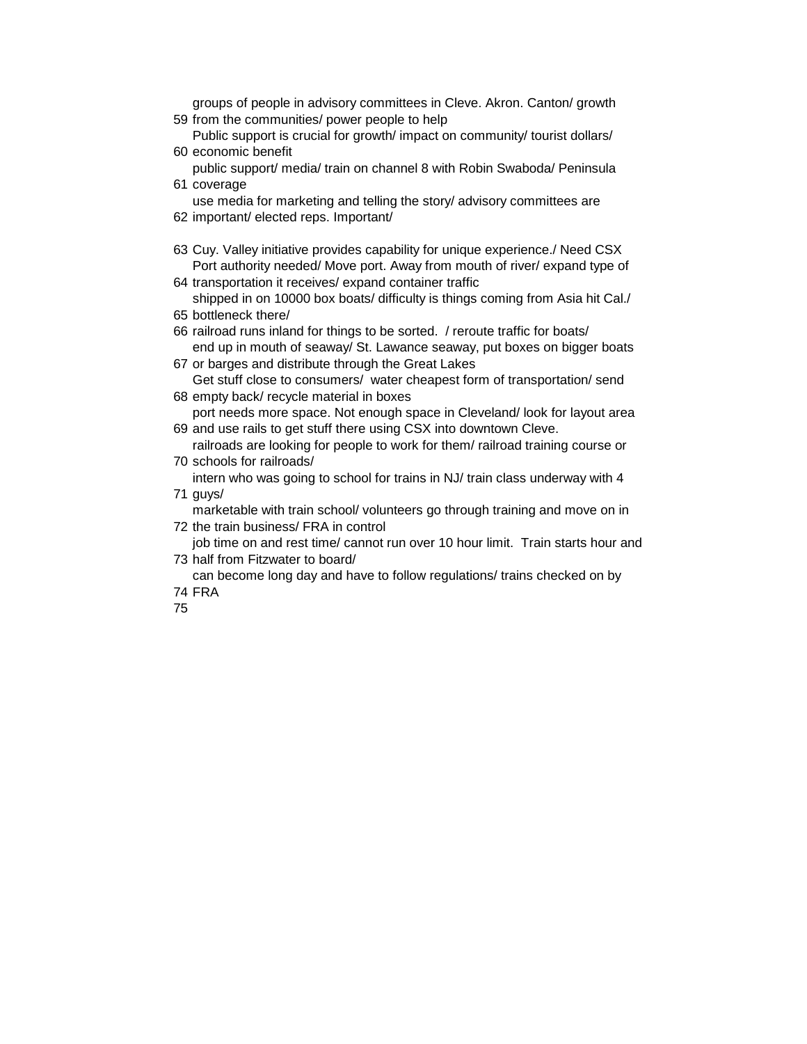groups of people in advisory committees in Cleve. Akron. Canton/ growth
59 from the communities/ power people to help
Public support is crucial for growth/ impact on community/ tourist dollars/
60 economic benefit
public support/ media/ train on channel 8 with Robin Swaboda/ Peninsula
61 coverage
use media for marketing and telling the story/ advisory committees are
62 important/ elected reps. Important/

63 Cuy. Valley initiative provides capability for unique experience./ Need CSX
Port authority needed/ Move port. Away from mouth of river/ expand type of
64 transportation it receives/ expand container traffic
shipped in on 10000 box boats/ difficulty is things coming from Asia hit Cal./
65 bottleneck there/
66 railroad runs inland for things to be sorted. / reroute traffic for boats/
end up in mouth of seaway/ St. Lawance seaway, put boxes on bigger boats
67 or barges and distribute through the Great Lakes
Get stuff close to consumers/ water cheapest form of transportation/ send
68 empty back/ recycle material in boxes
port needs more space. Not enough space in Cleveland/ look for layout area
69 and use rails to get stuff there using CSX into downtown Cleve.
railroads are looking for people to work for them/ railroad training course or
70 schools for railroads/
intern who was going to school for trains in NJ/ train class underway with 4
71 guys/
marketable with train school/ volunteers go through training and move on in
72 the train business/ FRA in control
job time on and rest time/ cannot run over 10 hour limit. Train starts hour and
73 half from Fitzwater to board/
can become long day and have to follow regulations/ trains checked on by
74 FRA
75